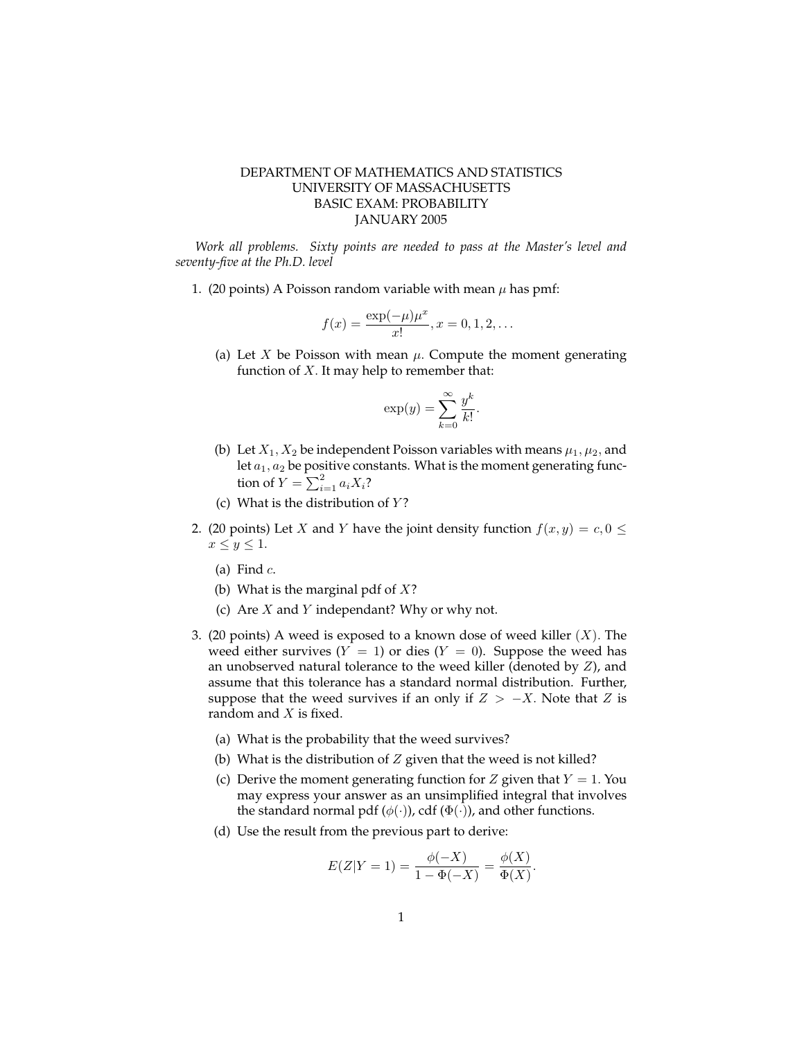DEPARTMENT OF MATHEMATICS AND STATISTICS
UNIVERSITY OF MASSACHUSETTS
BASIC EXAM: PROBABILITY
JANUARY 2005

*Work all problems. Sixty points are needed to pass at the Master's level and seventy-five at the Ph.D. level*

1. (20 points) A Poisson random variable with mean $\mu$ has pmf:

$$f(x) = \frac{\exp(-\mu)\mu^x}{x!}, x = 0, 1, 2, \ldots$$

   (a) Let $X$ be Poisson with mean $\mu$. Compute the moment generating function of $X$. It may help to remember that:

$$\exp(y) = \sum_{k=0}^{\infty} \frac{y^k}{k!}.$$

   (b) Let $X_1, X_2$ be independent Poisson variables with means $\mu_1, \mu_2$, and let $a_1, a_2$ be positive constants. What is the moment generating function of $Y = \sum_{i=1}^{2} a_i X_i$?

   (c) What is the distribution of $Y$?

2. (20 points) Let $X$ and $Y$ have the joint density function $f(x, y) = c, 0 \leq x \leq y \leq 1$.

   (a) Find $c$.

   (b) What is the marginal pdf of $X$?

   (c) Are $X$ and $Y$ independant? Why or why not.

3. (20 points) A weed is exposed to a known dose of weed killer ($X$). The weed either survives ($Y = 1$) or dies ($Y = 0$). Suppose the weed has an unobserved natural tolerance to the weed killer (denoted by $Z$), and assume that this tolerance has a standard normal distribution. Further, suppose that the weed survives if an only if $Z > -X$. Note that $Z$ is random and $X$ is fixed.

   (a) What is the probability that the weed survives?

   (b) What is the distribution of $Z$ given that the weed is not killed?

   (c) Derive the moment generating function for $Z$ given that $Y = 1$. You may express your answer as an unsimplified integral that involves the standard normal pdf ($\phi(\cdot)$), cdf ($\Phi(\cdot)$), and other functions.

   (d) Use the result from the previous part to derive:

$$E(Z|Y = 1) = \frac{\phi(-X)}{1 - \Phi(-X)} = \frac{\phi(X)}{\Phi(X)}.$$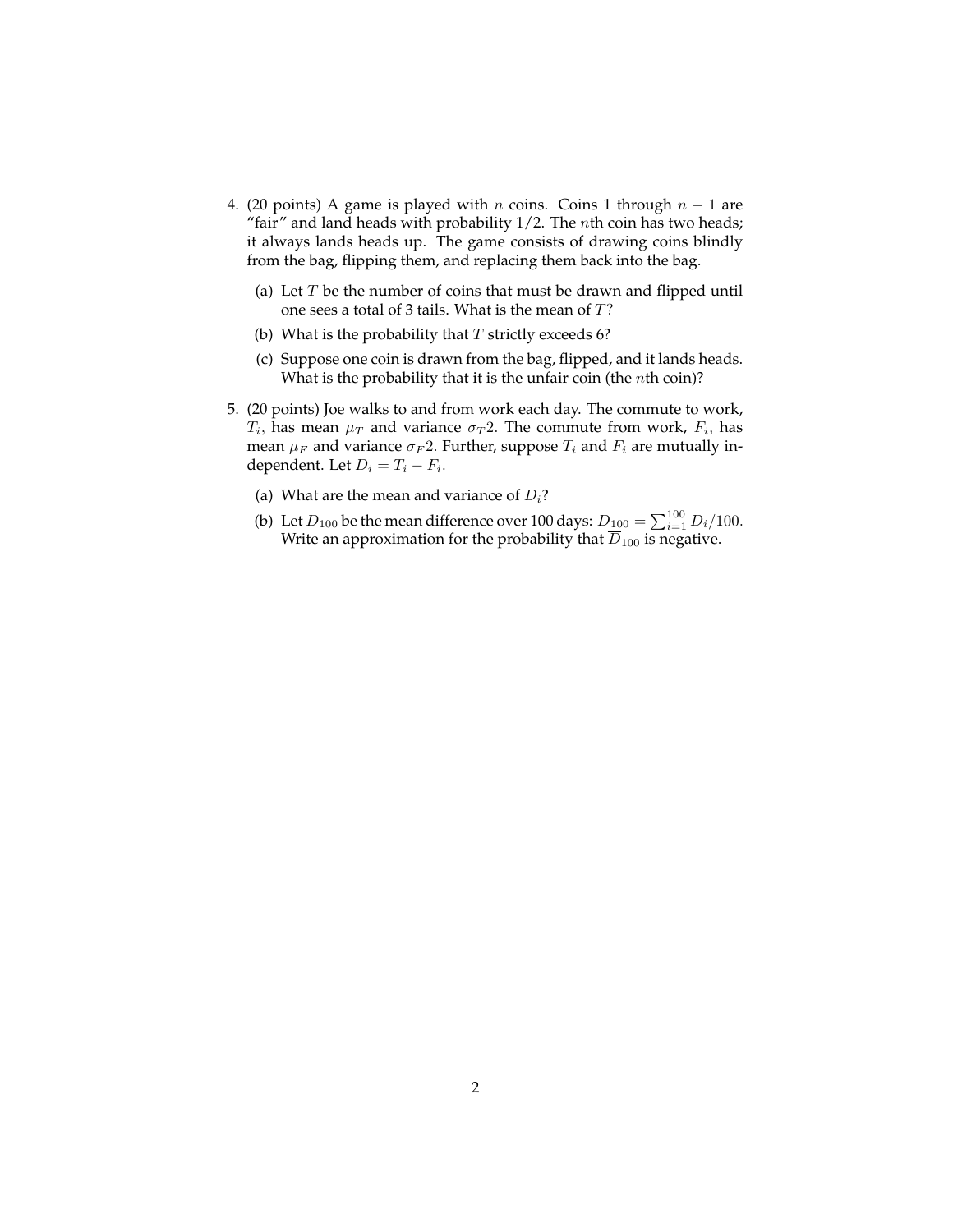4. (20 points) A game is played with $n$ coins. Coins 1 through $n-1$ are "fair" and land heads with probability 1/2. The $n$th coin has two heads; it always lands heads up. The game consists of drawing coins blindly from the bag, flipping them, and replacing them back into the bag.

   (a) Let $T$ be the number of coins that must be drawn and flipped until one sees a total of 3 tails. What is the mean of $T$?

   (b) What is the probability that $T$ strictly exceeds 6?

   (c) Suppose one coin is drawn from the bag, flipped, and it lands heads. What is the probability that it is the unfair coin (the $n$th coin)?

5. (20 points) Joe walks to and from work each day. The commute to work, $T_i$, has mean $\mu_T$ and variance $\sigma_T 2$. The commute from work, $F_i$, has mean $\mu_F$ and variance $\sigma_F 2$. Further, suppose $T_i$ and $F_i$ are mutually independent. Let $D_i = T_i - F_i$.

   (a) What are the mean and variance of $D_i$?

   (b) Let $\overline{D}_{100}$ be the mean difference over 100 days: $\overline{D}_{100} = \sum_{i=1}^{100} D_i/100$. Write an approximation for the probability that $\overline{D}_{100}$ is negative.